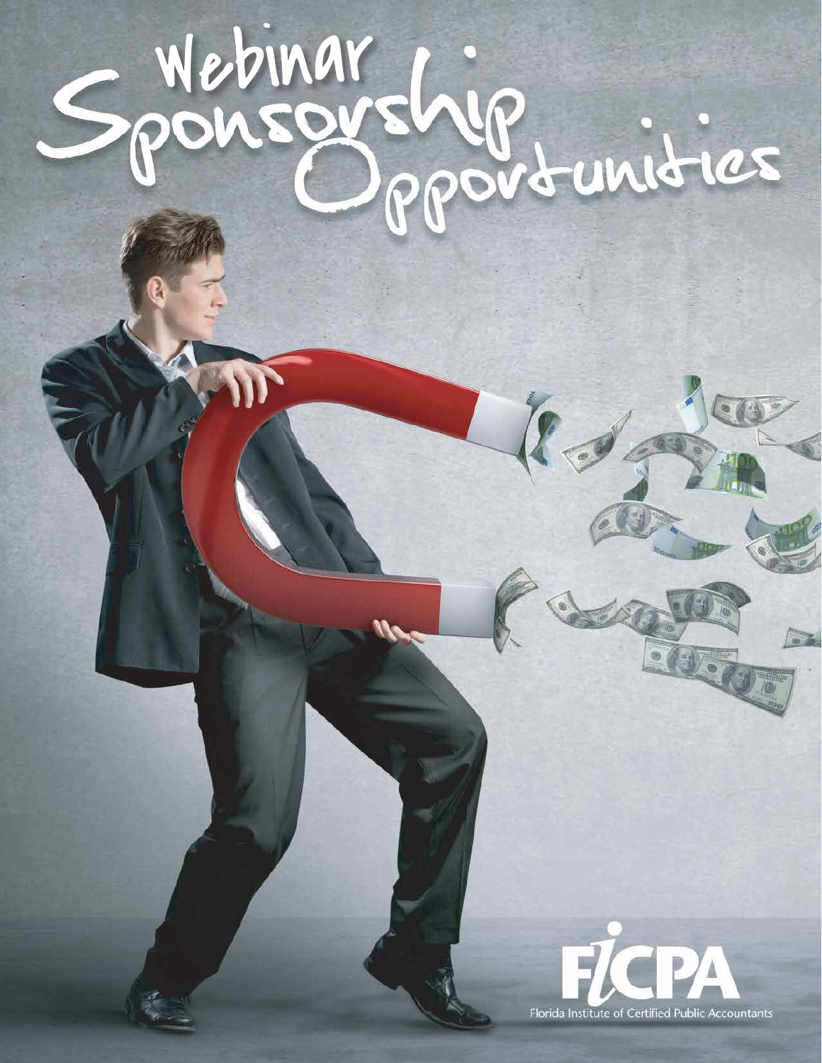# Webinar Sponsorship Opportunities

FICPA

Florida Institute of Certified Public Accountants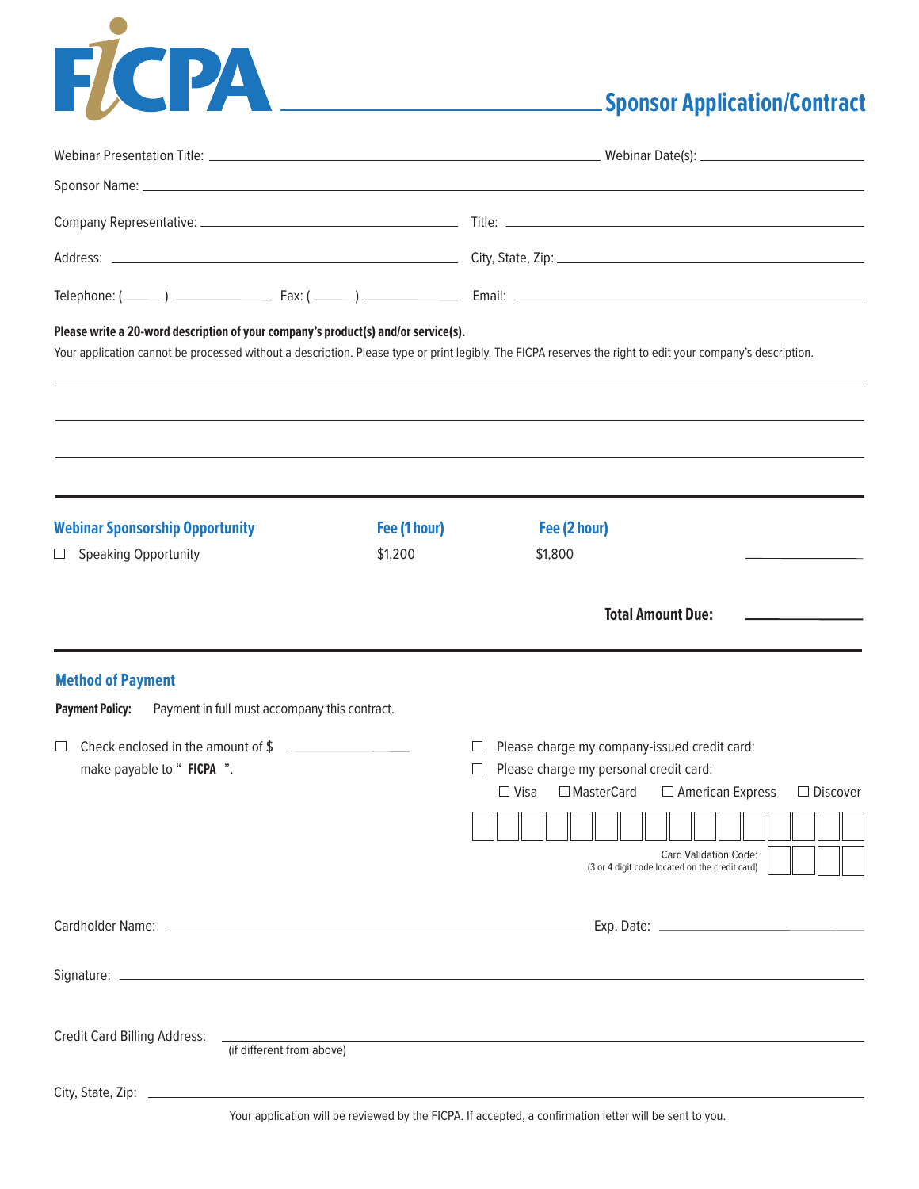# FICPA

## Sponsor Application/Contract

Webinar Presentation Title: ______________________________ Webinar Date(s): ______________

Sponsor Name: ______________________________

Company Representative: ______________________________ Title: ______________________________

Address: ______________________________ City, State, Zip: ______________________________

Telephone: (_____) ___________ Fax: (_____) ___________ Email: ______________________________

**Please write a 20-word description of your company's product(s) and/or service(s).**

Your application cannot be processed without a description. Please type or print legibly. The FICPA reserves the right to edit your company's description.

______________________________

______________________________

______________________________

| Webinar Sponsorship Opportunity | Fee (1 hour) | Fee (2 hour) | |
|---|---|---|---|
| ☐ Speaking Opportunity | $1,200 | $1,800 | __________ |

**Total Amount Due:** __________

## Method of Payment

**Payment Policy:** Payment in full must accompany this contract.

☐ Check enclosed in the amount of $ __________ make payable to " **FICPA** ".

☐ Please charge my company-issued credit card:

☐ Please charge my personal credit card:

☐ Visa ☐ MasterCard ☐ American Express ☐ Discover

Card Validation Code: (3 or 4 digit code located on the credit card)

Cardholder Name: ______________________________ Exp. Date: ______________

Signature: ______________________________

Credit Card Billing Address: ______________________________ (if different from above)

City, State, Zip: ______________________________

Your application will be reviewed by the FICPA. If accepted, a confirmation letter will be sent to you.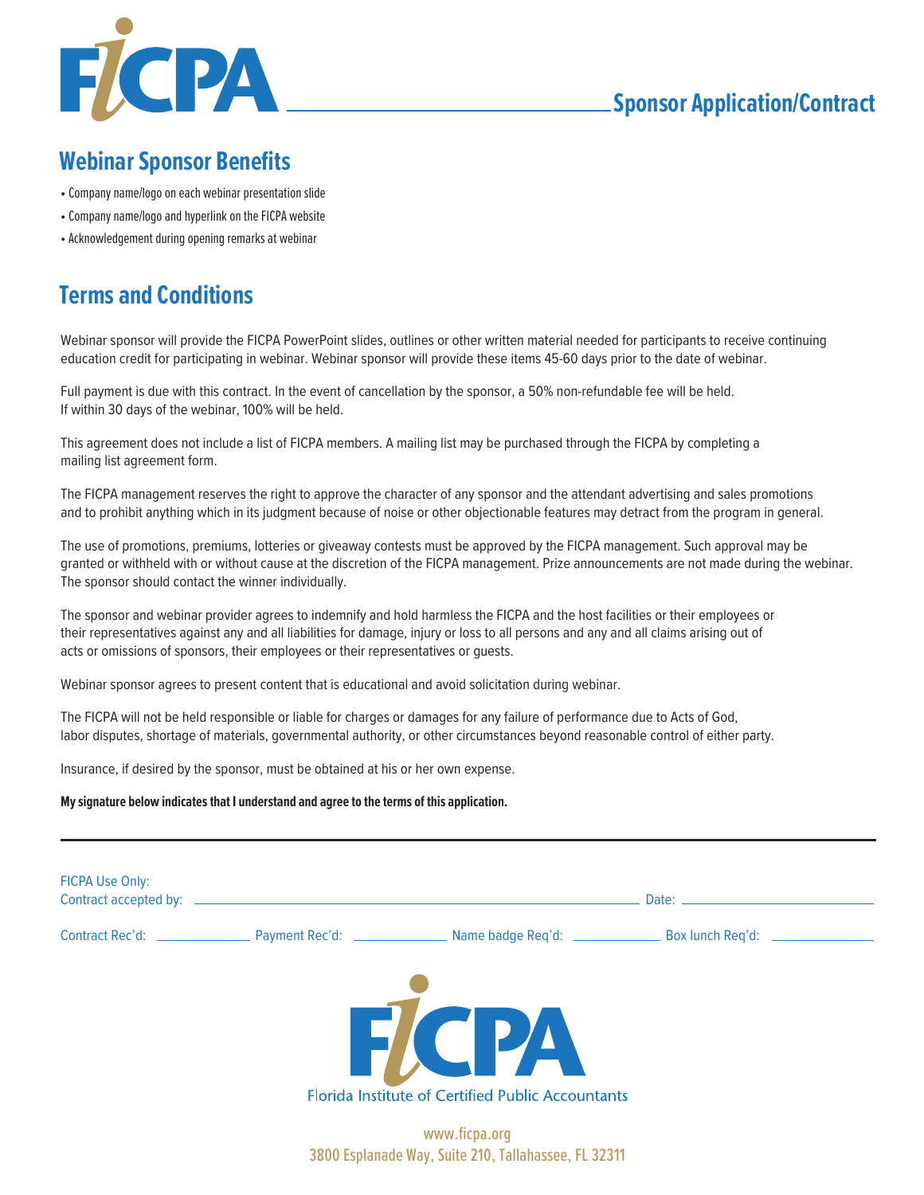FICPA

## Sponsor Application/Contract

## Webinar Sponsor Benefits

- Company name/logo on each webinar presentation slide
- Company name/logo and hyperlink on the FICPA website
- Acknowledgement during opening remarks at webinar

## Terms and Conditions

Webinar sponsor will provide the FICPA PowerPoint slides, outlines or other written material needed for participants to receive continuing education credit for participating in webinar. Webinar sponsor will provide these items 45-60 days prior to the date of webinar.

Full payment is due with this contract. In the event of cancellation by the sponsor, a 50% non-refundable fee will be held. If within 30 days of the webinar, 100% will be held.

This agreement does not include a list of FICPA members. A mailing list may be purchased through the FICPA by completing a mailing list agreement form.

The FICPA management reserves the right to approve the character of any sponsor and the attendant advertising and sales promotions and to prohibit anything which in its judgment because of noise or other objectionable features may detract from the program in general.

The use of promotions, premiums, lotteries or giveaway contests must be approved by the FICPA management. Such approval may be granted or withheld with or without cause at the discretion of the FICPA management. Prize announcements are not made during the webinar. The sponsor should contact the winner individually.

The sponsor and webinar provider agrees to indemnify and hold harmless the FICPA and the host facilities or their employees or their representatives against any and all liabilities for damage, injury or loss to all persons and any and all claims arising out of acts or omissions of sponsors, their employees or their representatives or guests.

Webinar sponsor agrees to present content that is educational and avoid solicitation during webinar.

The FICPA will not be held responsible or liable for charges or damages for any failure of performance due to Acts of God, labor disputes, shortage of materials, governmental authority, or other circumstances beyond reasonable control of either party.

Insurance, if desired by the sponsor, must be obtained at his or her own expense.

**My signature below indicates that I understand and agree to the terms of this application.**

---

FICPA Use Only:
Contract accepted by: ______________________ Date: ______________

Contract Rec'd: __________ Payment Rec'd: __________ Name badge Req'd: __________ Box lunch Req'd: __________

FICPA
Florida Institute of Certified Public Accountants

www.ficpa.org
3800 Esplanade Way, Suite 210, Tallahassee, FL 32311